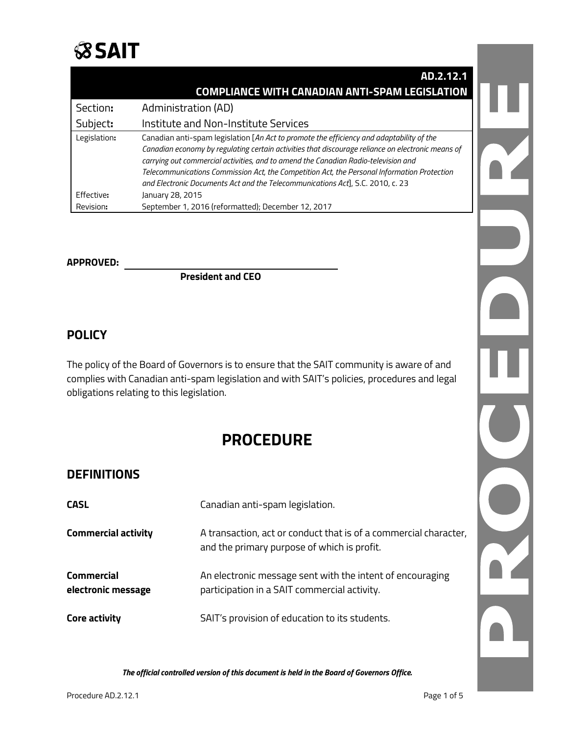# SAIT

## AD.2.12.1 COMPLIANCE WITH CANADIAN ANTI-SPAM LEGISLATION

| | |
|---|---|
| Section: | Administration (AD) |
| Subject: | Institute and Non-Institute Services |
| Legislation: | Canadian anti-spam legislation [*An Act to promote the efficiency and adaptability of the Canadian economy by regulating certain activities that discourage reliance on electronic means of carrying out commercial activities, and to amend the Canadian Radio-television and Telecommunications Commission Act, the Competition Act, the Personal Information Protection and Electronic Documents Act and the Telecommunications Act*], S.C. 2010, c. 23 |
| Effective: | January 28, 2015 |
| Revision: | September 1, 2016 (reformatted); December 12, 2017 |

**APPROVED:** ______________________________

**President and CEO**

## POLICY

The policy of the Board of Governors is to ensure that the SAIT community is aware of and complies with Canadian anti-spam legislation and with SAIT's policies, procedures and legal obligations relating to this legislation.

# PROCEDURE

## DEFINITIONS

| | |
|---|---|
| **CASL** | Canadian anti-spam legislation. |
| **Commercial activity** | A transaction, act or conduct that is of a commercial character, and the primary purpose of which is profit. |
| **Commercial electronic message** | An electronic message sent with the intent of encouraging participation in a SAIT commercial activity. |
| **Core activity** | SAIT's provision of education to its students. |

*The official controlled version of this document is held in the Board of Governors Office.*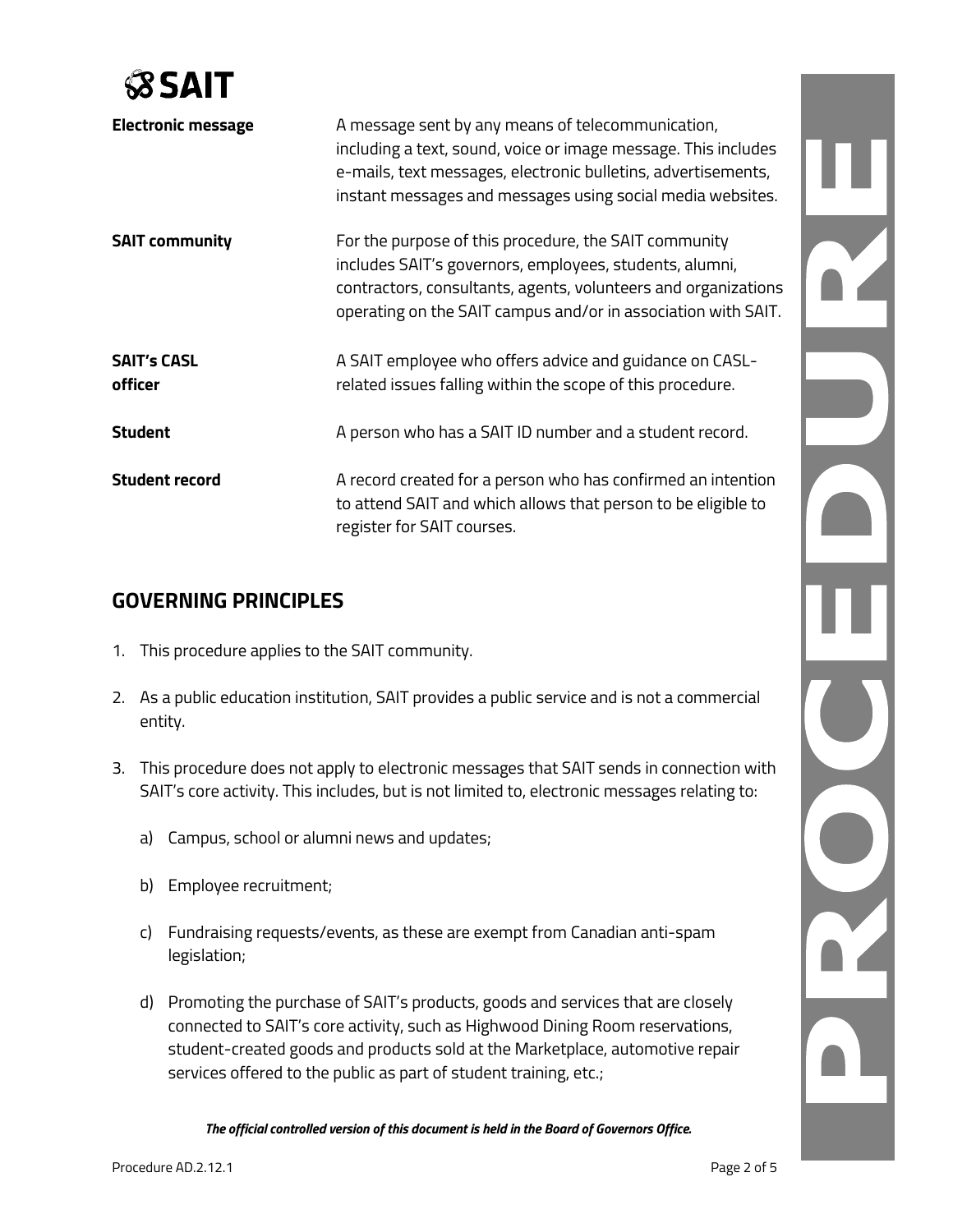| | |
|---|---|
| **Electronic message** | A message sent by any means of telecommunication, including a text, sound, voice or image message. This includes e-mails, text messages, electronic bulletins, advertisements, instant messages and messages using social media websites. |
| **SAIT community** | For the purpose of this procedure, the SAIT community includes SAIT's governors, employees, students, alumni, contractors, consultants, agents, volunteers and organizations operating on the SAIT campus and/or in association with SAIT. |
| **SAIT's CASL officer** | A SAIT employee who offers advice and guidance on CASL-related issues falling within the scope of this procedure. |
| **Student** | A person who has a SAIT ID number and a student record. |
| **Student record** | A record created for a person who has confirmed an intention to attend SAIT and which allows that person to be eligible to register for SAIT courses. |

## GOVERNING PRINCIPLES

1. This procedure applies to the SAIT community.
2. As a public education institution, SAIT provides a public service and is not a commercial entity.
3. This procedure does not apply to electronic messages that SAIT sends in connection with SAIT's core activity. This includes, but is not limited to, electronic messages relating to:
   a) Campus, school or alumni news and updates;
   b) Employee recruitment;
   c) Fundraising requests/events, as these are exempt from Canadian anti-spam legislation;
   d) Promoting the purchase of SAIT's products, goods and services that are closely connected to SAIT's core activity, such as Highwood Dining Room reservations, student-created goods and products sold at the Marketplace, automotive repair services offered to the public as part of student training, etc.;

*The official controlled version of this document is held in the Board of Governors Office.*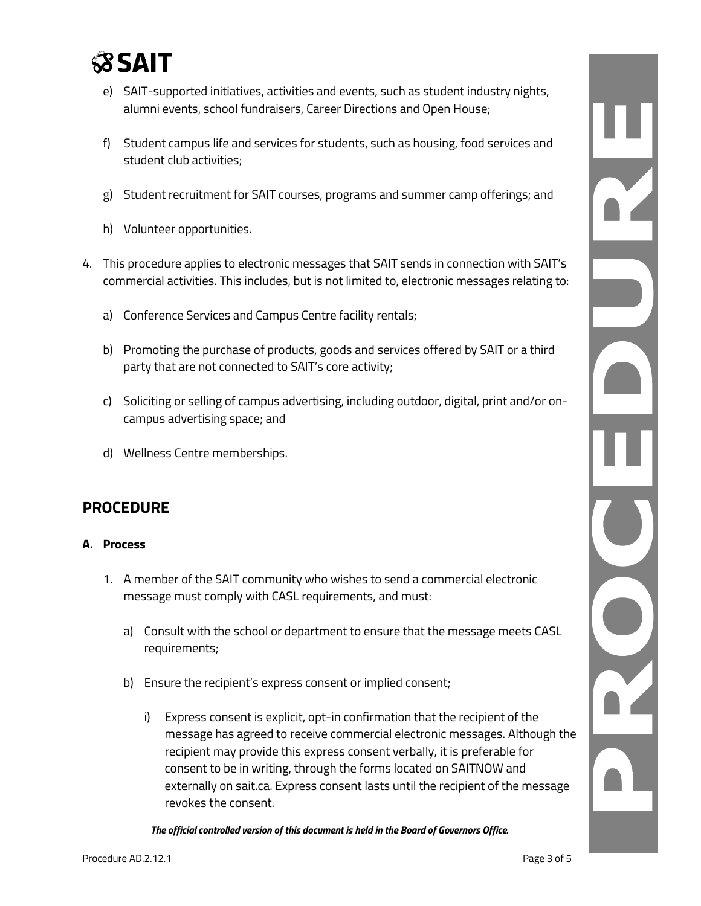e) SAIT-supported initiatives, activities and events, such as student industry nights, alumni events, school fundraisers, Career Directions and Open House;

f) Student campus life and services for students, such as housing, food services and student club activities;

g) Student recruitment for SAIT courses, programs and summer camp offerings; and

h) Volunteer opportunities.

4. This procedure applies to electronic messages that SAIT sends in connection with SAIT's commercial activities. This includes, but is not limited to, electronic messages relating to:

   a) Conference Services and Campus Centre facility rentals;

   b) Promoting the purchase of products, goods and services offered by SAIT or a third party that are not connected to SAIT's core activity;

   c) Soliciting or selling of campus advertising, including outdoor, digital, print and/or on-campus advertising space; and

   d) Wellness Centre memberships.

## PROCEDURE

### A. Process

1. A member of the SAIT community who wishes to send a commercial electronic message must comply with CASL requirements, and must:

   a) Consult with the school or department to ensure that the message meets CASL requirements;

   b) Ensure the recipient's express consent or implied consent;

      i) Express consent is explicit, opt-in confirmation that the recipient of the message has agreed to receive commercial electronic messages. Although the recipient may provide this express consent verbally, it is preferable for consent to be in writing, through the forms located on SAITNOW and externally on sait.ca. Express consent lasts until the recipient of the message revokes the consent.

*The official controlled version of this document is held in the Board of Governors Office.*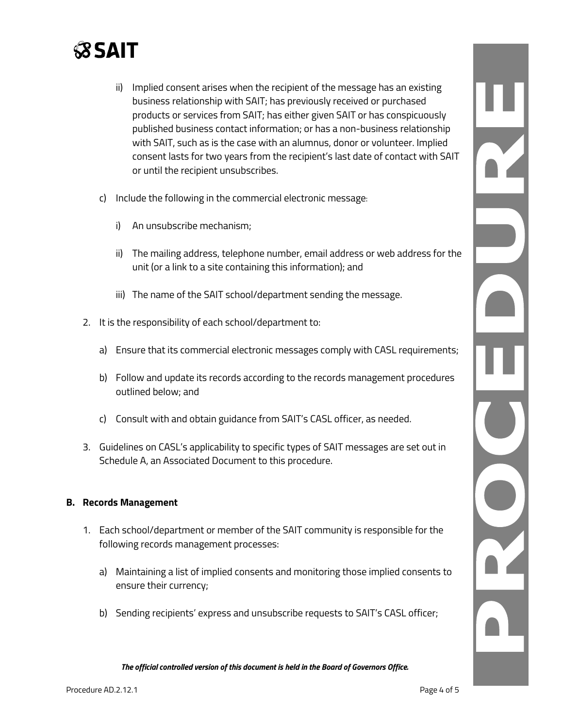ii) Implied consent arises when the recipient of the message has an existing business relationship with SAIT; has previously received or purchased products or services from SAIT; has either given SAIT or has conspicuously published business contact information; or has a non-business relationship with SAIT, such as is the case with an alumnus, donor or volunteer. Implied consent lasts for two years from the recipient's last date of contact with SAIT or until the recipient unsubscribes.

c) Include the following in the commercial electronic message:

i) An unsubscribe mechanism;

ii) The mailing address, telephone number, email address or web address for the unit (or a link to a site containing this information); and

iii) The name of the SAIT school/department sending the message.

2. It is the responsibility of each school/department to:

a) Ensure that its commercial electronic messages comply with CASL requirements;

b) Follow and update its records according to the records management procedures outlined below; and

c) Consult with and obtain guidance from SAIT's CASL officer, as needed.

3. Guidelines on CASL's applicability to specific types of SAIT messages are set out in Schedule A, an Associated Document to this procedure.

**B. Records Management**

1. Each school/department or member of the SAIT community is responsible for the following records management processes:

a) Maintaining a list of implied consents and monitoring those implied consents to ensure their currency;

b) Sending recipients' express and unsubscribe requests to SAIT's CASL officer;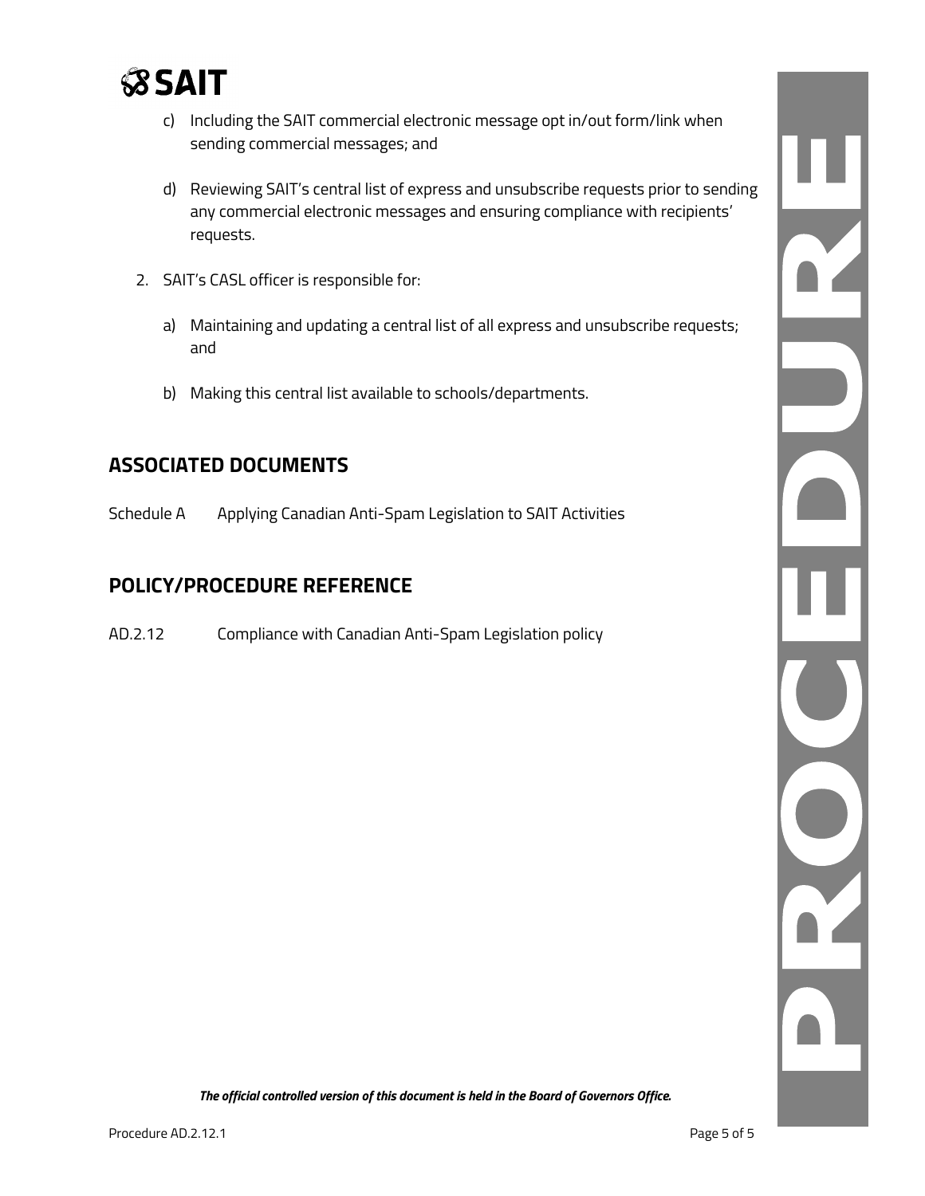c) Including the SAIT commercial electronic message opt in/out form/link when sending commercial messages; and

d) Reviewing SAIT's central list of express and unsubscribe requests prior to sending any commercial electronic messages and ensuring compliance with recipients' requests.

2. SAIT's CASL officer is responsible for:

   a) Maintaining and updating a central list of all express and unsubscribe requests; and

   b) Making this central list available to schools/departments.

## ASSOCIATED DOCUMENTS

Schedule A Applying Canadian Anti-Spam Legislation to SAIT Activities

## POLICY/PROCEDURE REFERENCE

AD.2.12 Compliance with Canadian Anti-Spam Legislation policy

***The official controlled version of this document is held in the Board of Governors Office.***